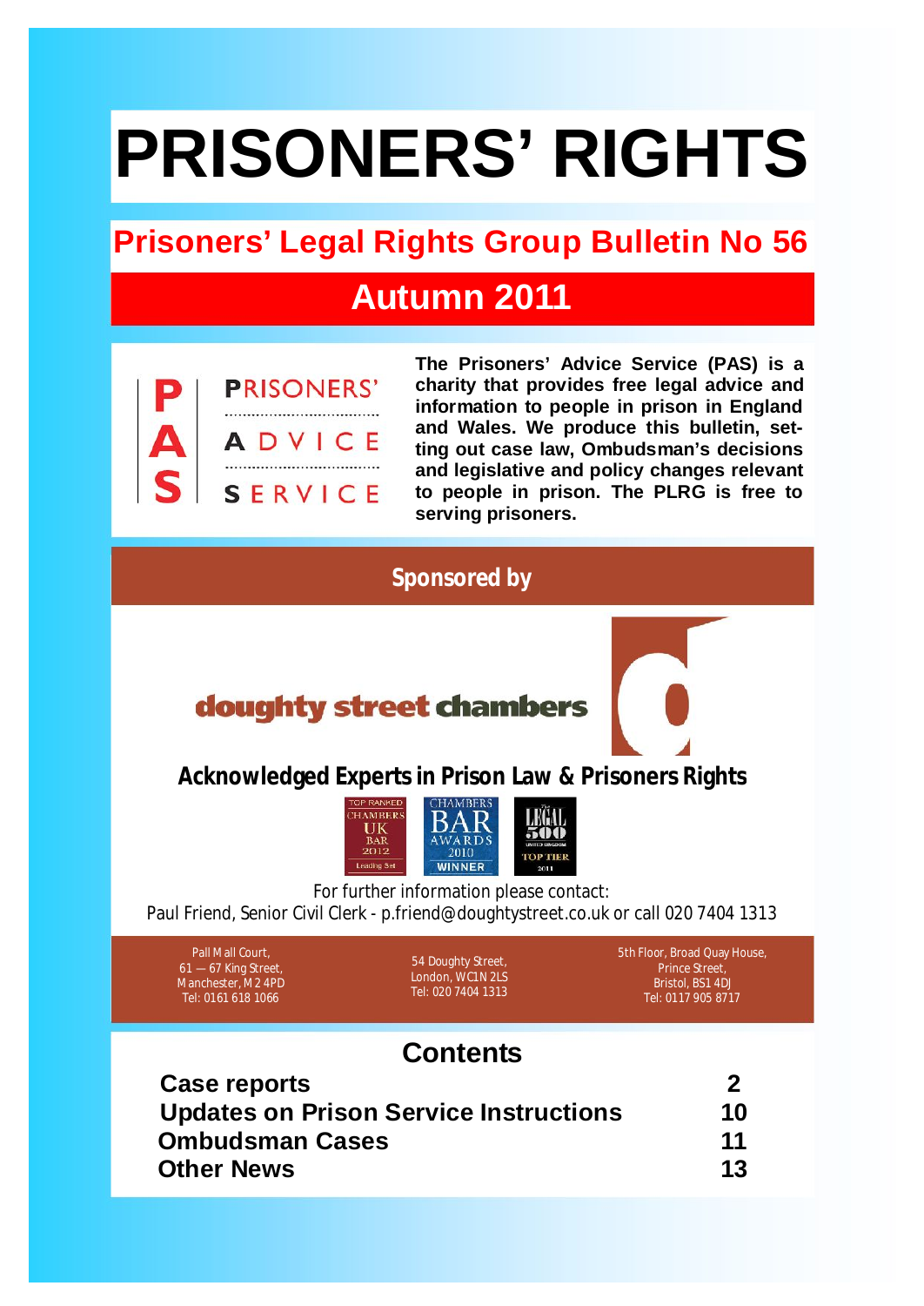# PRISONERS' RIGHTS

## Prisoners' Legal Rights Group Bulletin No 56

## Autumn 2011

PRISONERS' ADVICE SERVICE

**The Prisoners' Advice Service (PAS) is a charity that provides free legal advice and information to people in prison in England and Wales. We produce this bulletin, setting out case law, Ombudsman's decisions and legislative and policy changes relevant to people in prison. The PLRG is free to serving prisoners.**

**Sponsored by**

doughty street chambers

**Acknowledged Experts in Prison Law & Prisoners Rights**

For further information please contact:
Paul Friend, Senior Civil Clerk - p.friend@doughtystreet.co.uk or call 020 7404 1313

Pall Mall Court,
61 — 67 King Street,
Manchester, M2 4PD
Tel: 0161 618 1066

54 Doughty Street,
London, WC1N 2LS
Tel: 020 7404 1313

5th Floor, Broad Quay House,
Prince Street,
Bristol, BS1 4DJ
Tel: 0117 905 8717

## Contents

| | |
|---|---|
| **Case reports** | **2** |
| **Updates on Prison Service Instructions** | **10** |
| **Ombudsman Cases** | **11** |
| **Other News** | **13** |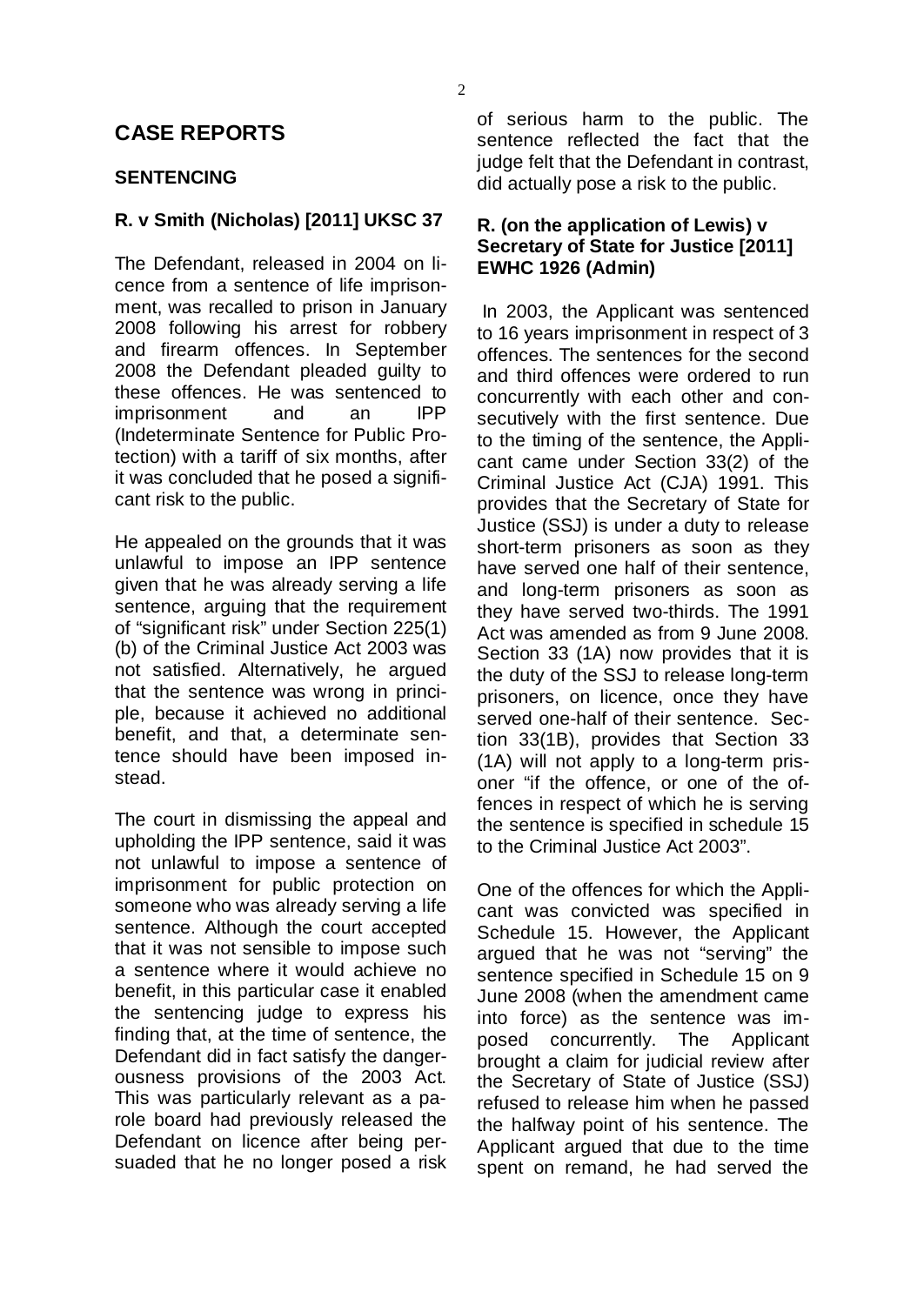# CASE REPORTS

## SENTENCING

### R. v Smith (Nicholas) [2011] UKSC 37

The Defendant, released in 2004 on licence from a sentence of life imprisonment, was recalled to prison in January 2008 following his arrest for robbery and firearm offences. In September 2008 the Defendant pleaded guilty to these offences. He was sentenced to imprisonment and an IPP (Indeterminate Sentence for Public Protection) with a tariff of six months, after it was concluded that he posed a significant risk to the public.

He appealed on the grounds that it was unlawful to impose an IPP sentence given that he was already serving a life sentence, arguing that the requirement of "significant risk" under Section 225(1)(b) of the Criminal Justice Act 2003 was not satisfied. Alternatively, he argued that the sentence was wrong in principle, because it achieved no additional benefit, and that, a determinate sentence should have been imposed instead.

The court in dismissing the appeal and upholding the IPP sentence, said it was not unlawful to impose a sentence of imprisonment for public protection on someone who was already serving a life sentence. Although the court accepted that it was not sensible to impose such a sentence where it would achieve no benefit, in this particular case it enabled the sentencing judge to express his finding that, at the time of sentence, the Defendant did in fact satisfy the dangerousness provisions of the 2003 Act. This was particularly relevant as a parole board had previously released the Defendant on licence after being persuaded that he no longer posed a risk of serious harm to the public. The sentence reflected the fact that the judge felt that the Defendant in contrast, did actually pose a risk to the public.

### R. (on the application of Lewis) v Secretary of State for Justice [2011] EWHC 1926 (Admin)

In 2003, the Applicant was sentenced to 16 years imprisonment in respect of 3 offences. The sentences for the second and third offences were ordered to run concurrently with each other and consecutively with the first sentence. Due to the timing of the sentence, the Applicant came under Section 33(2) of the Criminal Justice Act (CJA) 1991. This provides that the Secretary of State for Justice (SSJ) is under a duty to release short-term prisoners as soon as they have served one half of their sentence, and long-term prisoners as soon as they have served two-thirds. The 1991 Act was amended as from 9 June 2008. Section 33 (1A) now provides that it is the duty of the SSJ to release long-term prisoners, on licence, once they have served one-half of their sentence. Section 33(1B), provides that Section 33 (1A) will not apply to a long-term prisoner "if the offence, or one of the offences in respect of which he is serving the sentence is specified in schedule 15 to the Criminal Justice Act 2003".

One of the offences for which the Applicant was convicted was specified in Schedule 15. However, the Applicant argued that he was not "serving" the sentence specified in Schedule 15 on 9 June 2008 (when the amendment came into force) as the sentence was imposed concurrently. The Applicant brought a claim for judicial review after the Secretary of State of Justice (SSJ) refused to release him when he passed the halfway point of his sentence. The Applicant argued that due to the time spent on remand, he had served the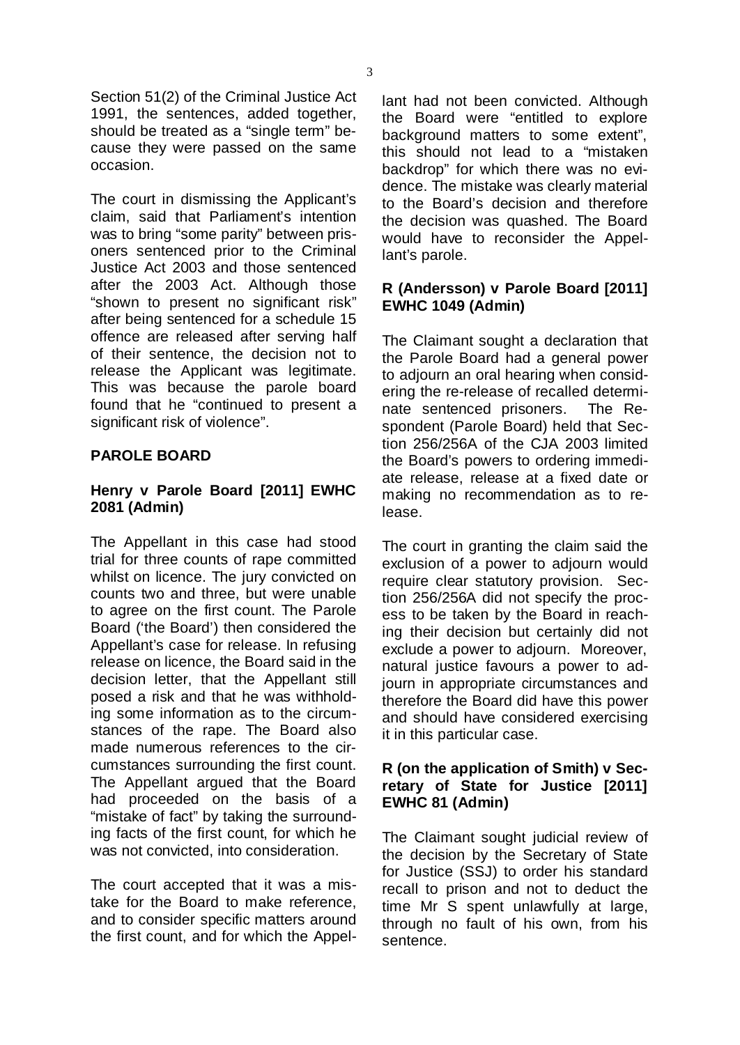Section 51(2) of the Criminal Justice Act 1991, the sentences, added together, should be treated as a "single term" because they were passed on the same occasion.

The court in dismissing the Applicant's claim, said that Parliament's intention was to bring "some parity" between prisoners sentenced prior to the Criminal Justice Act 2003 and those sentenced after the 2003 Act. Although those "shown to present no significant risk" after being sentenced for a schedule 15 offence are released after serving half of their sentence, the decision not to release the Applicant was legitimate. This was because the parole board found that he "continued to present a significant risk of violence".

## PAROLE BOARD

### Henry v Parole Board [2011] EWHC 2081 (Admin)

The Appellant in this case had stood trial for three counts of rape committed whilst on licence. The jury convicted on counts two and three, but were unable to agree on the first count. The Parole Board ('the Board') then considered the Appellant's case for release. In refusing release on licence, the Board said in the decision letter, that the Appellant still posed a risk and that he was withholding some information as to the circumstances of the rape. The Board also made numerous references to the circumstances surrounding the first count. The Appellant argued that the Board had proceeded on the basis of a "mistake of fact" by taking the surrounding facts of the first count, for which he was not convicted, into consideration.

The court accepted that it was a mistake for the Board to make reference, and to consider specific matters around the first count, and for which the Appellant had not been convicted. Although the Board were "entitled to explore background matters to some extent", this should not lead to a "mistaken backdrop" for which there was no evidence. The mistake was clearly material to the Board's decision and therefore the decision was quashed. The Board would have to reconsider the Appellant's parole.

### R (Andersson) v Parole Board [2011] EWHC 1049 (Admin)

The Claimant sought a declaration that the Parole Board had a general power to adjourn an oral hearing when considering the re-release of recalled determinate sentenced prisoners. The Respondent (Parole Board) held that Section 256/256A of the CJA 2003 limited the Board's powers to ordering immediate release, release at a fixed date or making no recommendation as to release.

The court in granting the claim said the exclusion of a power to adjourn would require clear statutory provision. Section 256/256A did not specify the process to be taken by the Board in reaching their decision but certainly did not exclude a power to adjourn. Moreover, natural justice favours a power to adjourn in appropriate circumstances and therefore the Board did have this power and should have considered exercising it in this particular case.

### R (on the application of Smith) v Secretary of State for Justice [2011] EWHC 81 (Admin)

The Claimant sought judicial review of the decision by the Secretary of State for Justice (SSJ) to order his standard recall to prison and not to deduct the time Mr S spent unlawfully at large, through no fault of his own, from his sentence.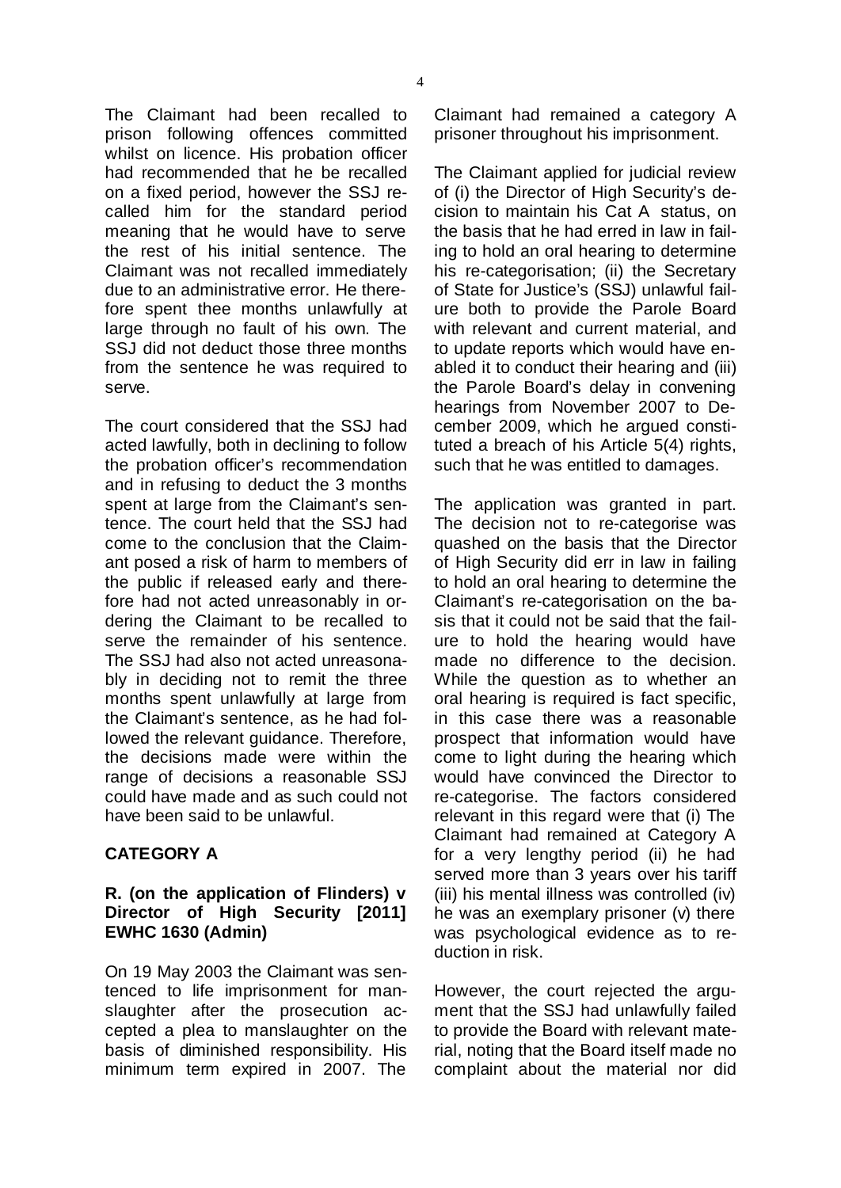The Claimant had been recalled to prison following offences committed whilst on licence. His probation officer had recommended that he be recalled on a fixed period, however the SSJ recalled him for the standard period meaning that he would have to serve the rest of his initial sentence. The Claimant was not recalled immediately due to an administrative error. He therefore spent thee months unlawfully at large through no fault of his own. The SSJ did not deduct those three months from the sentence he was required to serve.

The court considered that the SSJ had acted lawfully, both in declining to follow the probation officer's recommendation and in refusing to deduct the 3 months spent at large from the Claimant's sentence. The court held that the SSJ had come to the conclusion that the Claimant posed a risk of harm to members of the public if released early and therefore had not acted unreasonably in ordering the Claimant to be recalled to serve the remainder of his sentence. The SSJ had also not acted unreasonably in deciding not to remit the three months spent unlawfully at large from the Claimant's sentence, as he had followed the relevant guidance. Therefore, the decisions made were within the range of decisions a reasonable SSJ could have made and as such could not have been said to be unlawful.

## CATEGORY A

### R. (on the application of Flinders) v Director of High Security [2011] EWHC 1630 (Admin)

On 19 May 2003 the Claimant was sentenced to life imprisonment for manslaughter after the prosecution accepted a plea to manslaughter on the basis of diminished responsibility. His minimum term expired in 2007. The Claimant had remained a category A prisoner throughout his imprisonment.

The Claimant applied for judicial review of (i) the Director of High Security's decision to maintain his Cat A status, on the basis that he had erred in law in failing to hold an oral hearing to determine his re-categorisation; (ii) the Secretary of State for Justice's (SSJ) unlawful failure both to provide the Parole Board with relevant and current material, and to update reports which would have enabled it to conduct their hearing and (iii) the Parole Board's delay in convening hearings from November 2007 to December 2009, which he argued constituted a breach of his Article 5(4) rights, such that he was entitled to damages.

The application was granted in part. The decision not to re-categorise was quashed on the basis that the Director of High Security did err in law in failing to hold an oral hearing to determine the Claimant's re-categorisation on the basis that it could not be said that the failure to hold the hearing would have made no difference to the decision. While the question as to whether an oral hearing is required is fact specific, in this case there was a reasonable prospect that information would have come to light during the hearing which would have convinced the Director to re-categorise. The factors considered relevant in this regard were that (i) The Claimant had remained at Category A for a very lengthy period (ii) he had served more than 3 years over his tariff (iii) his mental illness was controlled (iv) he was an exemplary prisoner (v) there was psychological evidence as to reduction in risk.

However, the court rejected the argument that the SSJ had unlawfully failed to provide the Board with relevant material, noting that the Board itself made no complaint about the material nor did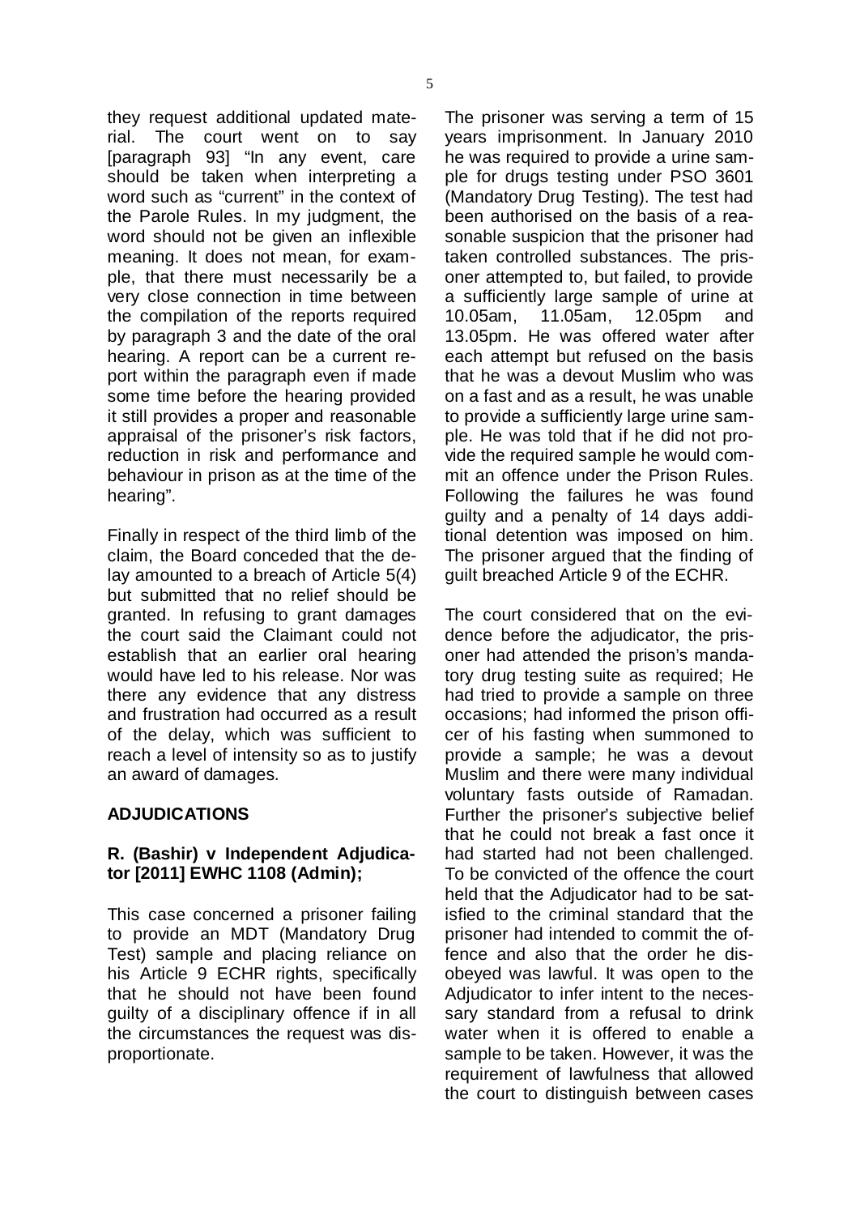they request additional updated material. The court went on to say [paragraph 93] "In any event, care should be taken when interpreting a word such as "current" in the context of the Parole Rules. In my judgment, the word should not be given an inflexible meaning. It does not mean, for example, that there must necessarily be a very close connection in time between the compilation of the reports required by paragraph 3 and the date of the oral hearing. A report can be a current report within the paragraph even if made some time before the hearing provided it still provides a proper and reasonable appraisal of the prisoner's risk factors, reduction in risk and performance and behaviour in prison as at the time of the hearing".

Finally in respect of the third limb of the claim, the Board conceded that the delay amounted to a breach of Article 5(4) but submitted that no relief should be granted. In refusing to grant damages the court said the Claimant could not establish that an earlier oral hearing would have led to his release. Nor was there any evidence that any distress and frustration had occurred as a result of the delay, which was sufficient to reach a level of intensity so as to justify an award of damages.

## ADJUDICATIONS

### R. (Bashir) v Independent Adjudicator [2011] EWHC 1108 (Admin);

This case concerned a prisoner failing to provide an MDT (Mandatory Drug Test) sample and placing reliance on his Article 9 ECHR rights, specifically that he should not have been found guilty of a disciplinary offence if in all the circumstances the request was disproportionate.

The prisoner was serving a term of 15 years imprisonment. In January 2010 he was required to provide a urine sample for drugs testing under PSO 3601 (Mandatory Drug Testing). The test had been authorised on the basis of a reasonable suspicion that the prisoner had taken controlled substances. The prisoner attempted to, but failed, to provide a sufficiently large sample of urine at 10.05am, 11.05am, 12.05pm and 13.05pm. He was offered water after each attempt but refused on the basis that he was a devout Muslim who was on a fast and as a result, he was unable to provide a sufficiently large urine sample. He was told that if he did not provide the required sample he would commit an offence under the Prison Rules. Following the failures he was found guilty and a penalty of 14 days additional detention was imposed on him. The prisoner argued that the finding of guilt breached Article 9 of the ECHR.

The court considered that on the evidence before the adjudicator, the prisoner had attended the prison's mandatory drug testing suite as required; He had tried to provide a sample on three occasions; had informed the prison officer of his fasting when summoned to provide a sample; he was a devout Muslim and there were many individual voluntary fasts outside of Ramadan. Further the prisoner's subjective belief that he could not break a fast once it had started had not been challenged. To be convicted of the offence the court held that the Adjudicator had to be satisfied to the criminal standard that the prisoner had intended to commit the offence and also that the order he disobeyed was lawful. It was open to the Adjudicator to infer intent to the necessary standard from a refusal to drink water when it is offered to enable a sample to be taken. However, it was the requirement of lawfulness that allowed the court to distinguish between cases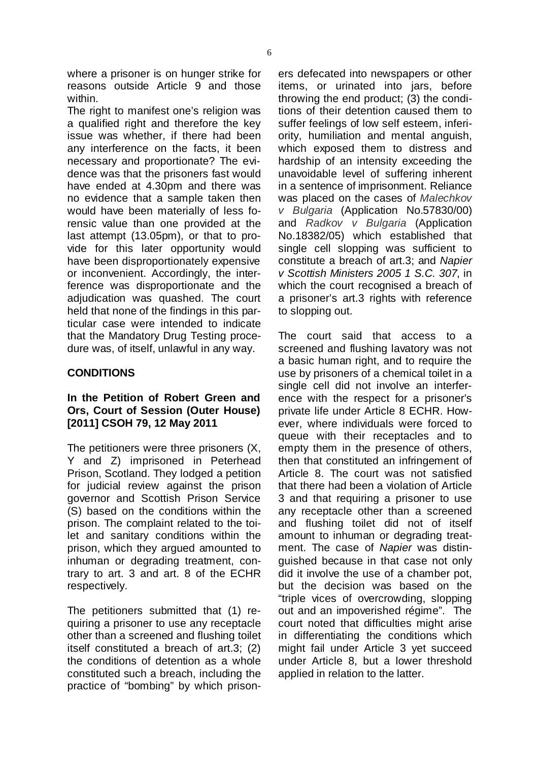where a prisoner is on hunger strike for reasons outside Article 9 and those within.

The right to manifest one's religion was a qualified right and therefore the key issue was whether, if there had been any interference on the facts, it been necessary and proportionate? The evidence was that the prisoners fast would have ended at 4.30pm and there was no evidence that a sample taken then would have been materially of less forensic value than one provided at the last attempt (13.05pm), or that to provide for this later opportunity would have been disproportionately expensive or inconvenient. Accordingly, the interference was disproportionate and the adjudication was quashed. The court held that none of the findings in this particular case were intended to indicate that the Mandatory Drug Testing procedure was, of itself, unlawful in any way.

## CONDITIONS

### In the Petition of Robert Green and Ors, Court of Session (Outer House) [2011] CSOH 79, 12 May 2011

The petitioners were three prisoners (X, Y and Z) imprisoned in Peterhead Prison, Scotland. They lodged a petition for judicial review against the prison governor and Scottish Prison Service (S) based on the conditions within the prison. The complaint related to the toilet and sanitary conditions within the prison, which they argued amounted to inhuman or degrading treatment, contrary to art. 3 and art. 8 of the ECHR respectively.

The petitioners submitted that (1) requiring a prisoner to use any receptacle other than a screened and flushing toilet itself constituted a breach of art.3; (2) the conditions of detention as a whole constituted such a breach, including the practice of "bombing" by which prisoners defecated into newspapers or other items, or urinated into jars, before throwing the end product; (3) the conditions of their detention caused them to suffer feelings of low self esteem, inferiority, humiliation and mental anguish, which exposed them to distress and hardship of an intensity exceeding the unavoidable level of suffering inherent in a sentence of imprisonment. Reliance was placed on the cases of *Malechkov v Bulgaria* (Application No.57830/00) and *Radkov v Bulgaria* (Application No.18382/05) which established that single cell slopping was sufficient to constitute a breach of art.3; and *Napier v Scottish Ministers 2005 1 S.C. 307*, in which the court recognised a breach of a prisoner's art.3 rights with reference to slopping out.

The court said that access to a screened and flushing lavatory was not a basic human right, and to require the use by prisoners of a chemical toilet in a single cell did not involve an interference with the respect for a prisoner's private life under Article 8 ECHR. However, where individuals were forced to queue with their receptacles and to empty them in the presence of others, then that constituted an infringement of Article 8. The court was not satisfied that there had been a violation of Article 3 and that requiring a prisoner to use any receptacle other than a screened and flushing toilet did not of itself amount to inhuman or degrading treatment. The case of *Napier* was distinguished because in that case not only did it involve the use of a chamber pot, but the decision was based on the "triple vices of overcrowding, slopping out and an impoverished régime". The court noted that difficulties might arise in differentiating the conditions which might fail under Article 3 yet succeed under Article 8, but a lower threshold applied in relation to the latter.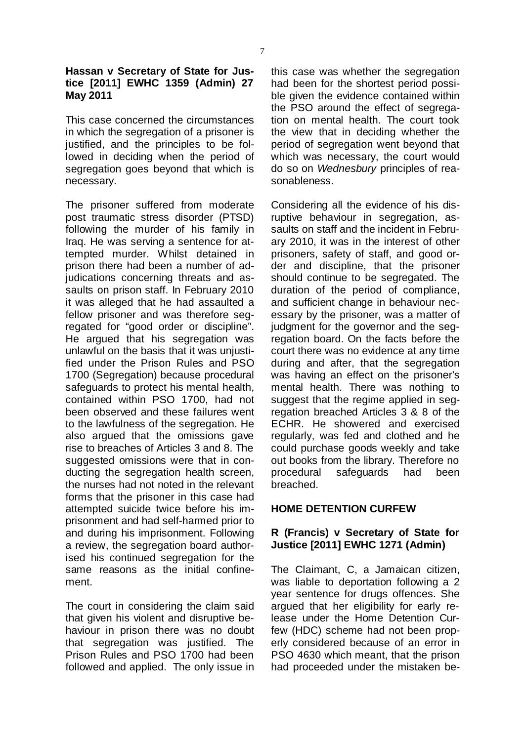**Hassan v Secretary of State for Justice [2011] EWHC 1359 (Admin) 27 May 2011**

This case concerned the circumstances in which the segregation of a prisoner is justified, and the principles to be followed in deciding when the period of segregation goes beyond that which is necessary.

The prisoner suffered from moderate post traumatic stress disorder (PTSD) following the murder of his family in Iraq. He was serving a sentence for attempted murder. Whilst detained in prison there had been a number of adjudications concerning threats and assaults on prison staff. In February 2010 it was alleged that he had assaulted a fellow prisoner and was therefore segregated for "good order or discipline". He argued that his segregation was unlawful on the basis that it was unjustified under the Prison Rules and PSO 1700 (Segregation) because procedural safeguards to protect his mental health, contained within PSO 1700, had not been observed and these failures went to the lawfulness of the segregation. He also argued that the omissions gave rise to breaches of Articles 3 and 8. The suggested omissions were that in conducting the segregation health screen, the nurses had not noted in the relevant forms that the prisoner in this case had attempted suicide twice before his imprisonment and had self-harmed prior to and during his imprisonment. Following a review, the segregation board authorised his continued segregation for the same reasons as the initial confinement.

The court in considering the claim said that given his violent and disruptive behaviour in prison there was no doubt that segregation was justified. The Prison Rules and PSO 1700 had been followed and applied. The only issue in this case was whether the segregation had been for the shortest period possible given the evidence contained within the PSO around the effect of segregation on mental health. The court took the view that in deciding whether the period of segregation went beyond that which was necessary, the court would do so on *Wednesbury* principles of reasonableness.

Considering all the evidence of his disruptive behaviour in segregation, assaults on staff and the incident in February 2010, it was in the interest of other prisoners, safety of staff, and good order and discipline, that the prisoner should continue to be segregated. The duration of the period of compliance, and sufficient change in behaviour necessary by the prisoner, was a matter of judgment for the governor and the segregation board. On the facts before the court there was no evidence at any time during and after, that the segregation was having an effect on the prisoner's mental health. There was nothing to suggest that the regime applied in segregation breached Articles 3 & 8 of the ECHR. He showered and exercised regularly, was fed and clothed and he could purchase goods weekly and take out books from the library. Therefore no procedural safeguards had been breached.

## HOME DETENTION CURFEW

**R (Francis) v Secretary of State for Justice [2011] EWHC 1271 (Admin)**

The Claimant, C, a Jamaican citizen, was liable to deportation following a 2 year sentence for drugs offences. She argued that her eligibility for early release under the Home Detention Curfew (HDC) scheme had not been properly considered because of an error in PSO 4630 which meant, that the prison had proceeded under the mistaken be-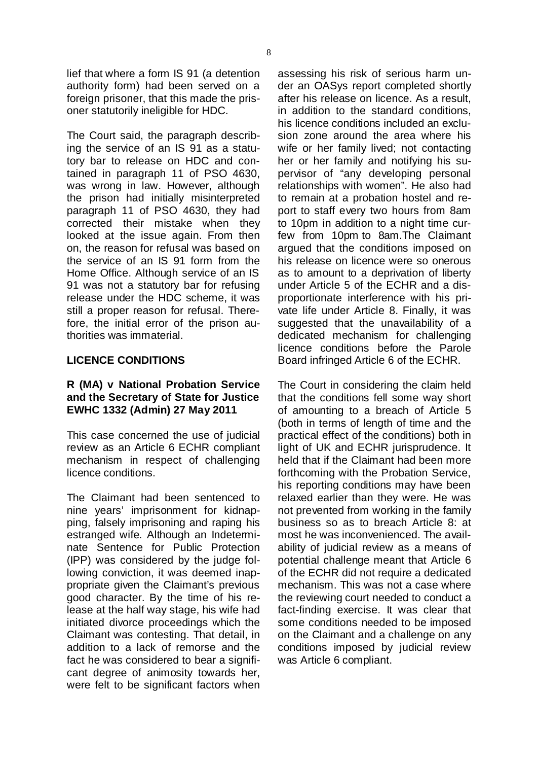lief that where a form IS 91 (a detention authority form) had been served on a foreign prisoner, that this made the prisoner statutorily ineligible for HDC.

The Court said, the paragraph describing the service of an IS 91 as a statutory bar to release on HDC and contained in paragraph 11 of PSO 4630, was wrong in law. However, although the prison had initially misinterpreted paragraph 11 of PSO 4630, they had corrected their mistake when they looked at the issue again. From then on, the reason for refusal was based on the service of an IS 91 form from the Home Office. Although service of an IS 91 was not a statutory bar for refusing release under the HDC scheme, it was still a proper reason for refusal. Therefore, the initial error of the prison authorities was immaterial.

## LICENCE CONDITIONS

### R (MA) v National Probation Service and the Secretary of State for Justice EWHC 1332 (Admin) 27 May 2011

This case concerned the use of judicial review as an Article 6 ECHR compliant mechanism in respect of challenging licence conditions.

The Claimant had been sentenced to nine years' imprisonment for kidnapping, falsely imprisoning and raping his estranged wife. Although an Indeterminate Sentence for Public Protection (IPP) was considered by the judge following conviction, it was deemed inappropriate given the Claimant's previous good character. By the time of his release at the half way stage, his wife had initiated divorce proceedings which the Claimant was contesting. That detail, in addition to a lack of remorse and the fact he was considered to bear a significant degree of animosity towards her, were felt to be significant factors when assessing his risk of serious harm under an OASys report completed shortly after his release on licence. As a result, in addition to the standard conditions, his licence conditions included an exclusion zone around the area where his wife or her family lived; not contacting her or her family and notifying his supervisor of "any developing personal relationships with women". He also had to remain at a probation hostel and report to staff every two hours from 8am to 10pm in addition to a night time curfew from 10pm to 8am.The Claimant argued that the conditions imposed on his release on licence were so onerous as to amount to a deprivation of liberty under Article 5 of the ECHR and a disproportionate interference with his private life under Article 8. Finally, it was suggested that the unavailability of a dedicated mechanism for challenging licence conditions before the Parole Board infringed Article 6 of the ECHR.

The Court in considering the claim held that the conditions fell some way short of amounting to a breach of Article 5 (both in terms of length of time and the practical effect of the conditions) both in light of UK and ECHR jurisprudence. It held that if the Claimant had been more forthcoming with the Probation Service, his reporting conditions may have been relaxed earlier than they were. He was not prevented from working in the family business so as to breach Article 8: at most he was inconvenienced. The availability of judicial review as a means of potential challenge meant that Article 6 of the ECHR did not require a dedicated mechanism. This was not a case where the reviewing court needed to conduct a fact-finding exercise. It was clear that some conditions needed to be imposed on the Claimant and a challenge on any conditions imposed by judicial review was Article 6 compliant.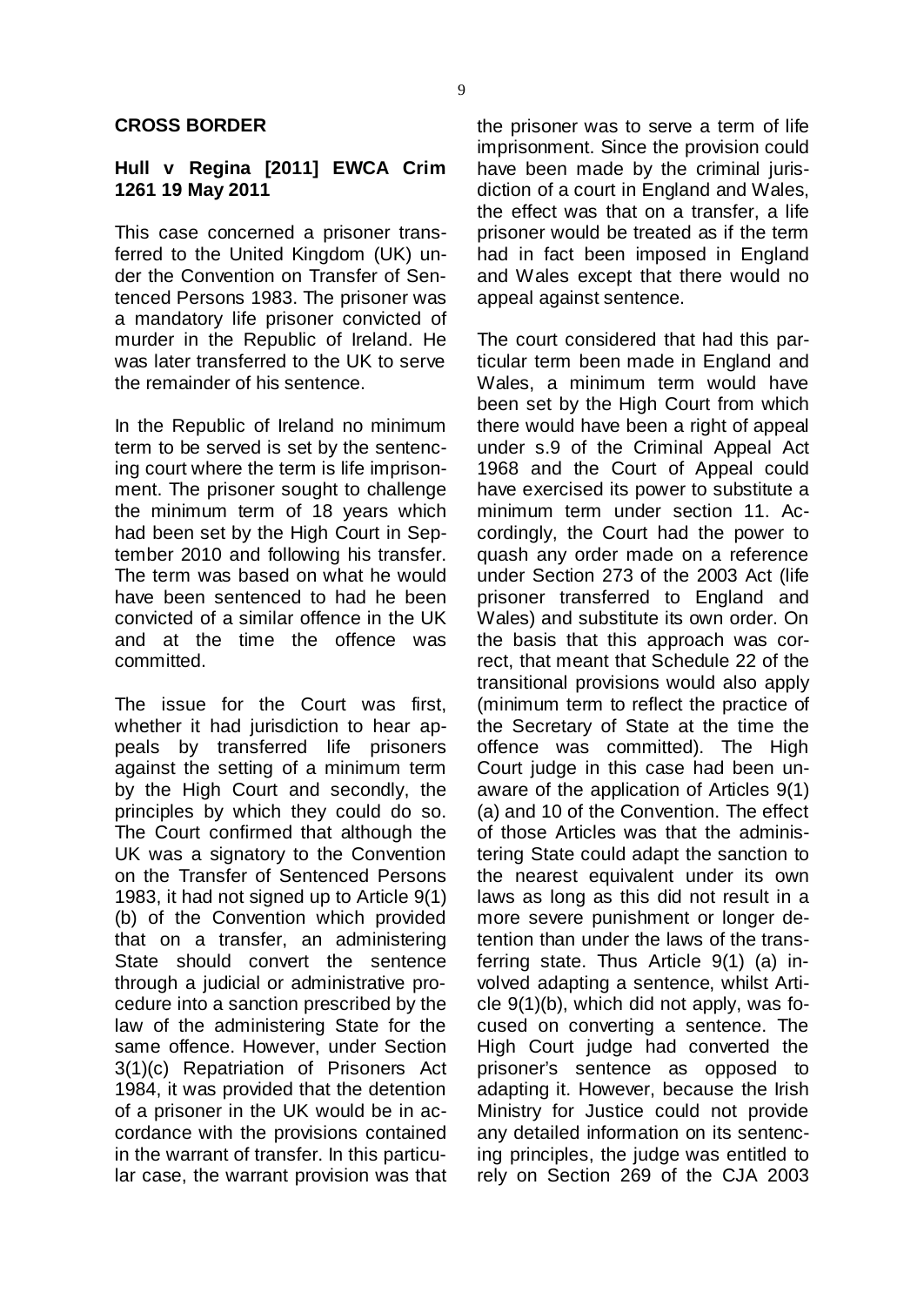## CROSS BORDER

### Hull v Regina [2011] EWCA Crim 1261 19 May 2011

This case concerned a prisoner transferred to the United Kingdom (UK) under the Convention on Transfer of Sentenced Persons 1983. The prisoner was a mandatory life prisoner convicted of murder in the Republic of Ireland. He was later transferred to the UK to serve the remainder of his sentence.

In the Republic of Ireland no minimum term to be served is set by the sentencing court where the term is life imprisonment. The prisoner sought to challenge the minimum term of 18 years which had been set by the High Court in September 2010 and following his transfer. The term was based on what he would have been sentenced to had he been convicted of a similar offence in the UK and at the time the offence was committed.

The issue for the Court was first, whether it had jurisdiction to hear appeals by transferred life prisoners against the setting of a minimum term by the High Court and secondly, the principles by which they could do so. The Court confirmed that although the UK was a signatory to the Convention on the Transfer of Sentenced Persons 1983, it had not signed up to Article 9(1)(b) of the Convention which provided that on a transfer, an administering State should convert the sentence through a judicial or administrative procedure into a sanction prescribed by the law of the administering State for the same offence. However, under Section 3(1)(c) Repatriation of Prisoners Act 1984, it was provided that the detention of a prisoner in the UK would be in accordance with the provisions contained in the warrant of transfer. In this particular case, the warrant provision was that the prisoner was to serve a term of life imprisonment. Since the provision could have been made by the criminal jurisdiction of a court in England and Wales, the effect was that on a transfer, a life prisoner would be treated as if the term had in fact been imposed in England and Wales except that there would no appeal against sentence.

The court considered that had this particular term been made in England and Wales, a minimum term would have been set by the High Court from which there would have been a right of appeal under s.9 of the Criminal Appeal Act 1968 and the Court of Appeal could have exercised its power to substitute a minimum term under section 11. Accordingly, the Court had the power to quash any order made on a reference under Section 273 of the 2003 Act (life prisoner transferred to England and Wales) and substitute its own order. On the basis that this approach was correct, that meant that Schedule 22 of the transitional provisions would also apply (minimum term to reflect the practice of the Secretary of State at the time the offence was committed). The High Court judge in this case had been unaware of the application of Articles 9(1)(a) and 10 of the Convention. The effect of those Articles was that the administering State could adapt the sanction to the nearest equivalent under its own laws as long as this did not result in a more severe punishment or longer detention than under the laws of the transferring state. Thus Article 9(1) (a) involved adapting a sentence, whilst Article 9(1)(b), which did not apply, was focused on converting a sentence. The High Court judge had converted the prisoner's sentence as opposed to adapting it. However, because the Irish Ministry for Justice could not provide any detailed information on its sentencing principles, the judge was entitled to rely on Section 269 of the CJA 2003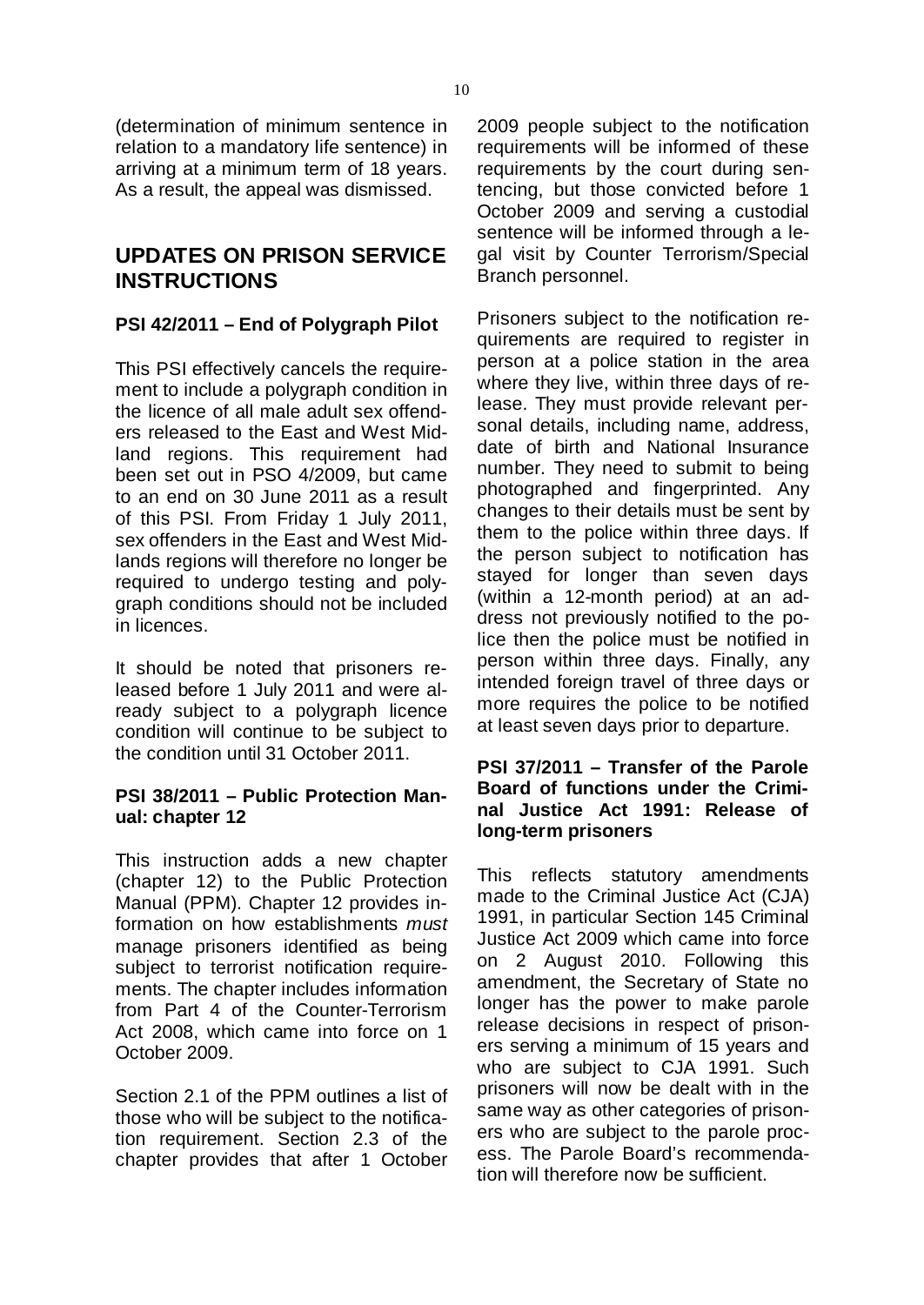(determination of minimum sentence in relation to a mandatory life sentence) in arriving at a minimum term of 18 years. As a result, the appeal was dismissed.

## UPDATES ON PRISON SERVICE INSTRUCTIONS

### PSI 42/2011 – End of Polygraph Pilot

This PSI effectively cancels the requirement to include a polygraph condition in the licence of all male adult sex offenders released to the East and West Midland regions. This requirement had been set out in PSO 4/2009, but came to an end on 30 June 2011 as a result of this PSI. From Friday 1 July 2011, sex offenders in the East and West Midlands regions will therefore no longer be required to undergo testing and polygraph conditions should not be included in licences.

It should be noted that prisoners released before 1 July 2011 and were already subject to a polygraph licence condition will continue to be subject to the condition until 31 October 2011.

### PSI 38/2011 – Public Protection Manual: chapter 12

This instruction adds a new chapter (chapter 12) to the Public Protection Manual (PPM). Chapter 12 provides information on how establishments *must* manage prisoners identified as being subject to terrorist notification requirements. The chapter includes information from Part 4 of the Counter-Terrorism Act 2008, which came into force on 1 October 2009.

Section 2.1 of the PPM outlines a list of those who will be subject to the notification requirement. Section 2.3 of the chapter provides that after 1 October 2009 people subject to the notification requirements will be informed of these requirements by the court during sentencing, but those convicted before 1 October 2009 and serving a custodial sentence will be informed through a legal visit by Counter Terrorism/Special Branch personnel.

Prisoners subject to the notification requirements are required to register in person at a police station in the area where they live, within three days of release. They must provide relevant personal details, including name, address, date of birth and National Insurance number. They need to submit to being photographed and fingerprinted. Any changes to their details must be sent by them to the police within three days. If the person subject to notification has stayed for longer than seven days (within a 12-month period) at an address not previously notified to the police then the police must be notified in person within three days. Finally, any intended foreign travel of three days or more requires the police to be notified at least seven days prior to departure.

### PSI 37/2011 – Transfer of the Parole Board of functions under the Criminal Justice Act 1991: Release of long-term prisoners

This reflects statutory amendments made to the Criminal Justice Act (CJA) 1991, in particular Section 145 Criminal Justice Act 2009 which came into force on 2 August 2010. Following this amendment, the Secretary of State no longer has the power to make parole release decisions in respect of prisoners serving a minimum of 15 years and who are subject to CJA 1991. Such prisoners will now be dealt with in the same way as other categories of prisoners who are subject to the parole process. The Parole Board's recommendation will therefore now be sufficient.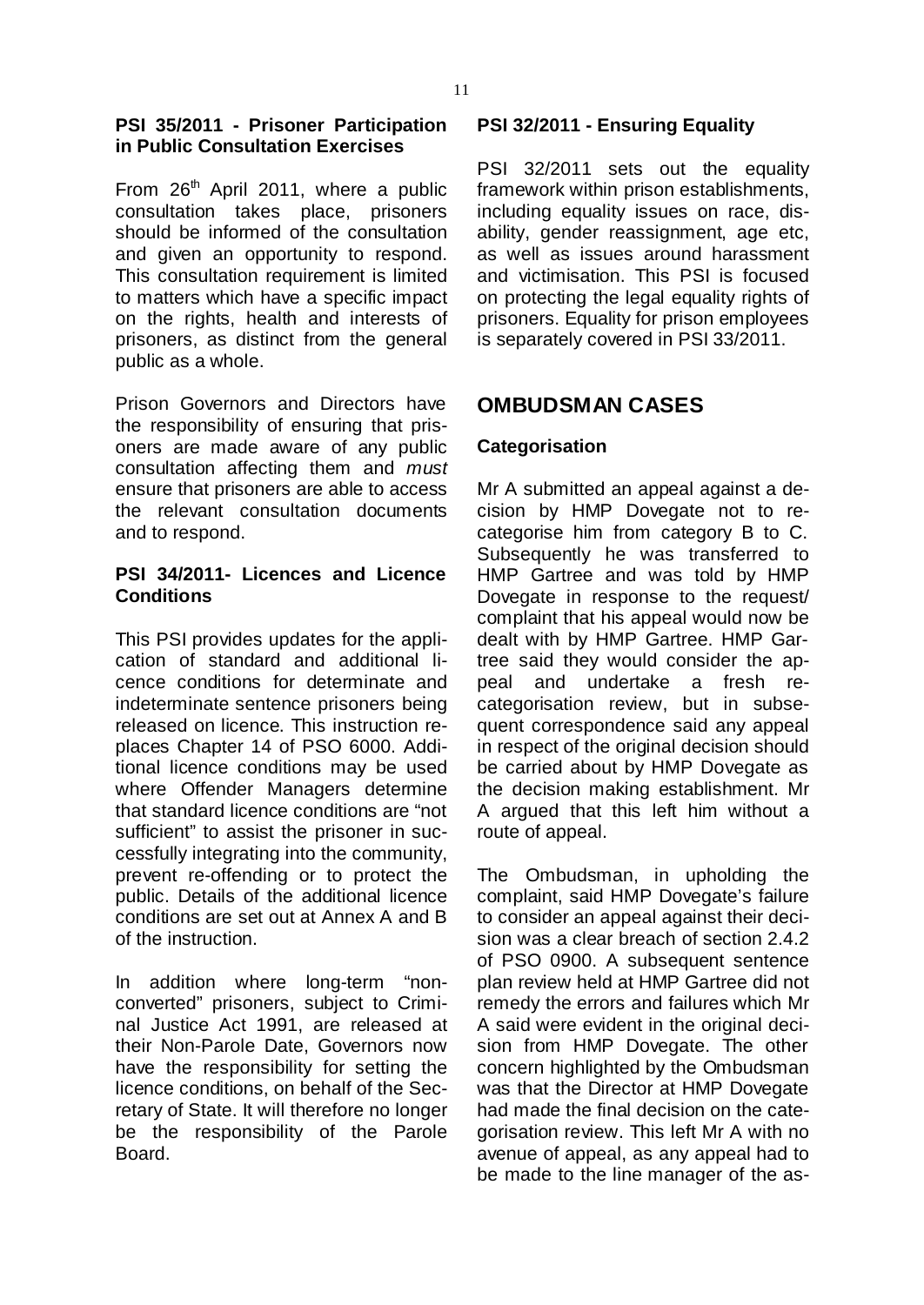### PSI 35/2011 - Prisoner Participation in Public Consultation Exercises

From 26th April 2011, where a public consultation takes place, prisoners should be informed of the consultation and given an opportunity to respond. This consultation requirement is limited to matters which have a specific impact on the rights, health and interests of prisoners, as distinct from the general public as a whole.

Prison Governors and Directors have the responsibility of ensuring that prisoners are made aware of any public consultation affecting them and *must* ensure that prisoners are able to access the relevant consultation documents and to respond.

### PSI 34/2011- Licences and Licence Conditions

This PSI provides updates for the application of standard and additional licence conditions for determinate and indeterminate sentence prisoners being released on licence. This instruction replaces Chapter 14 of PSO 6000. Additional licence conditions may be used where Offender Managers determine that standard licence conditions are "not sufficient" to assist the prisoner in successfully integrating into the community, prevent re-offending or to protect the public. Details of the additional licence conditions are set out at Annex A and B of the instruction.

In addition where long-term "non-converted" prisoners, subject to Criminal Justice Act 1991, are released at their Non-Parole Date, Governors now have the responsibility for setting the licence conditions, on behalf of the Secretary of State. It will therefore no longer be the responsibility of the Parole Board.

### PSI 32/2011 - Ensuring Equality

PSI 32/2011 sets out the equality framework within prison establishments, including equality issues on race, disability, gender reassignment, age etc, as well as issues around harassment and victimisation. This PSI is focused on protecting the legal equality rights of prisoners. Equality for prison employees is separately covered in PSI 33/2011.

## OMBUDSMAN CASES

### Categorisation

Mr A submitted an appeal against a decision by HMP Dovegate not to re-categorise him from category B to C. Subsequently he was transferred to HMP Gartree and was told by HMP Dovegate in response to the request/complaint that his appeal would now be dealt with by HMP Gartree. HMP Gartree said they would consider the appeal and undertake a fresh re-categorisation review, but in subsequent correspondence said any appeal in respect of the original decision should be carried about by HMP Dovegate as the decision making establishment. Mr A argued that this left him without a route of appeal.

The Ombudsman, in upholding the complaint, said HMP Dovegate's failure to consider an appeal against their decision was a clear breach of section 2.4.2 of PSO 0900. A subsequent sentence plan review held at HMP Gartree did not remedy the errors and failures which Mr A said were evident in the original decision from HMP Dovegate. The other concern highlighted by the Ombudsman was that the Director at HMP Dovegate had made the final decision on the categorisation review. This left Mr A with no avenue of appeal, as any appeal had to be made to the line manager of the as-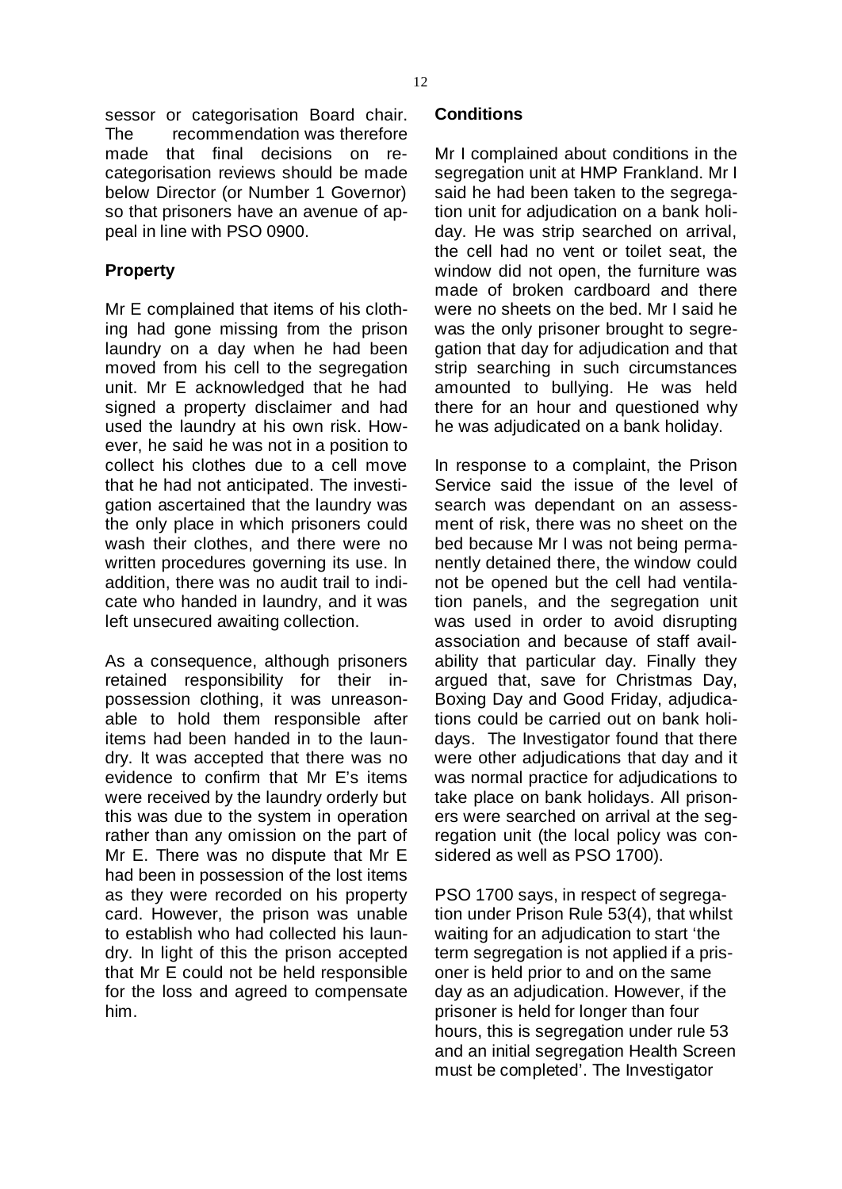sessor or categorisation Board chair. The recommendation was therefore made that final decisions on re-categorisation reviews should be made below Director (or Number 1 Governor) so that prisoners have an avenue of appeal in line with PSO 0900.

**Property**

Mr E complained that items of his clothing had gone missing from the prison laundry on a day when he had been moved from his cell to the segregation unit. Mr E acknowledged that he had signed a property disclaimer and had used the laundry at his own risk. However, he said he was not in a position to collect his clothes due to a cell move that he had not anticipated. The investigation ascertained that the laundry was the only place in which prisoners could wash their clothes, and there were no written procedures governing its use. In addition, there was no audit trail to indicate who handed in laundry, and it was left unsecured awaiting collection.

As a consequence, although prisoners retained responsibility for their in-possession clothing, it was unreasonable to hold them responsible after items had been handed in to the laundry. It was accepted that there was no evidence to confirm that Mr E's items were received by the laundry orderly but this was due to the system in operation rather than any omission on the part of Mr E. There was no dispute that Mr E had been in possession of the lost items as they were recorded on his property card. However, the prison was unable to establish who had collected his laundry. In light of this the prison accepted that Mr E could not be held responsible for the loss and agreed to compensate him.

**Conditions**

Mr I complained about conditions in the segregation unit at HMP Frankland. Mr I said he had been taken to the segregation unit for adjudication on a bank holiday. He was strip searched on arrival, the cell had no vent or toilet seat, the window did not open, the furniture was made of broken cardboard and there were no sheets on the bed. Mr I said he was the only prisoner brought to segregation that day for adjudication and that strip searching in such circumstances amounted to bullying. He was held there for an hour and questioned why he was adjudicated on a bank holiday.

In response to a complaint, the Prison Service said the issue of the level of search was dependant on an assessment of risk, there was no sheet on the bed because Mr I was not being permanently detained there, the window could not be opened but the cell had ventilation panels, and the segregation unit was used in order to avoid disrupting association and because of staff availability that particular day. Finally they argued that, save for Christmas Day, Boxing Day and Good Friday, adjudications could be carried out on bank holidays. The Investigator found that there were other adjudications that day and it was normal practice for adjudications to take place on bank holidays. All prisoners were searched on arrival at the segregation unit (the local policy was considered as well as PSO 1700).

PSO 1700 says, in respect of segregation under Prison Rule 53(4), that whilst waiting for an adjudication to start 'the term segregation is not applied if a prisoner is held prior to and on the same day as an adjudication. However, if the prisoner is held for longer than four hours, this is segregation under rule 53 and an initial segregation Health Screen must be completed'. The Investigator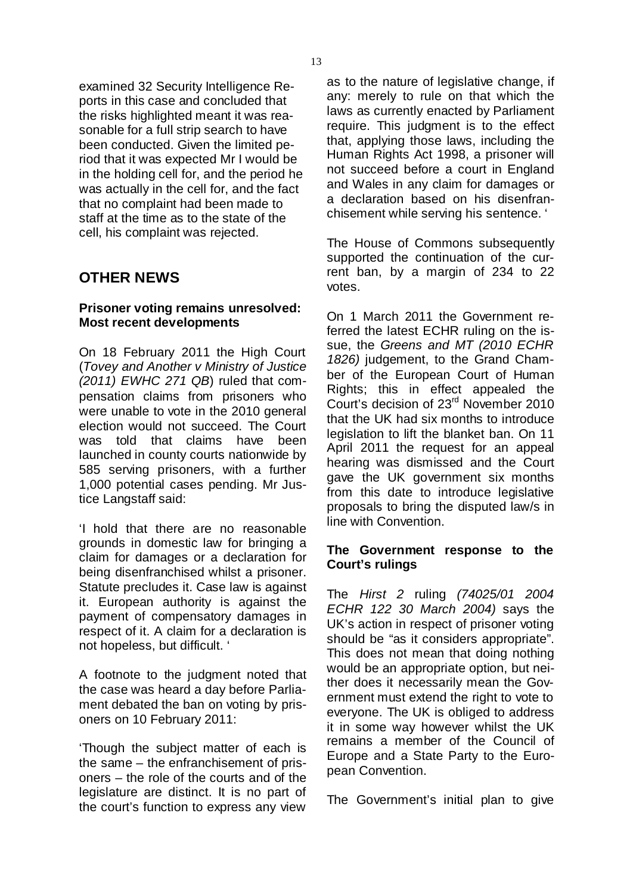examined 32 Security Intelligence Reports in this case and concluded that the risks highlighted meant it was reasonable for a full strip search to have been conducted. Given the limited period that it was expected Mr I would be in the holding cell for, and the period he was actually in the cell for, and the fact that no complaint had been made to staff at the time as to the state of the cell, his complaint was rejected.

## OTHER NEWS

### Prisoner voting remains unresolved: Most recent developments

On 18 February 2011 the High Court (*Tovey and Another v Ministry of Justice (2011) EWHC 271 QB*) ruled that compensation claims from prisoners who were unable to vote in the 2010 general election would not succeed. The Court was told that claims have been launched in county courts nationwide by 585 serving prisoners, with a further 1,000 potential cases pending. Mr Justice Langstaff said:

'I hold that there are no reasonable grounds in domestic law for bringing a claim for damages or a declaration for being disenfranchised whilst a prisoner. Statute precludes it. Case law is against it. European authority is against the payment of compensatory damages in respect of it. A claim for a declaration is not hopeless, but difficult. '

A footnote to the judgment noted that the case was heard a day before Parliament debated the ban on voting by prisoners on 10 February 2011:

'Though the subject matter of each is the same – the enfranchisement of prisoners – the role of the courts and of the legislature are distinct. It is no part of the court's function to express any view as to the nature of legislative change, if any: merely to rule on that which the laws as currently enacted by Parliament require. This judgment is to the effect that, applying those laws, including the Human Rights Act 1998, a prisoner will not succeed before a court in England and Wales in any claim for damages or a declaration based on his disenfranchisement while serving his sentence. '

The House of Commons subsequently supported the continuation of the current ban, by a margin of 234 to 22 votes.

On 1 March 2011 the Government referred the latest ECHR ruling on the issue, the *Greens and MT (2010 ECHR 1826)* judgement, to the Grand Chamber of the European Court of Human Rights; this in effect appealed the Court's decision of 23rd November 2010 that the UK had six months to introduce legislation to lift the blanket ban. On 11 April 2011 the request for an appeal hearing was dismissed and the Court gave the UK government six months from this date to introduce legislative proposals to bring the disputed law/s in line with Convention.

### The Government response to the Court's rulings

The *Hirst 2* ruling *(74025/01 2004 ECHR 122 30 March 2004)* says the UK's action in respect of prisoner voting should be "as it considers appropriate". This does not mean that doing nothing would be an appropriate option, but neither does it necessarily mean the Government must extend the right to vote to everyone. The UK is obliged to address it in some way however whilst the UK remains a member of the Council of Europe and a State Party to the European Convention.

The Government's initial plan to give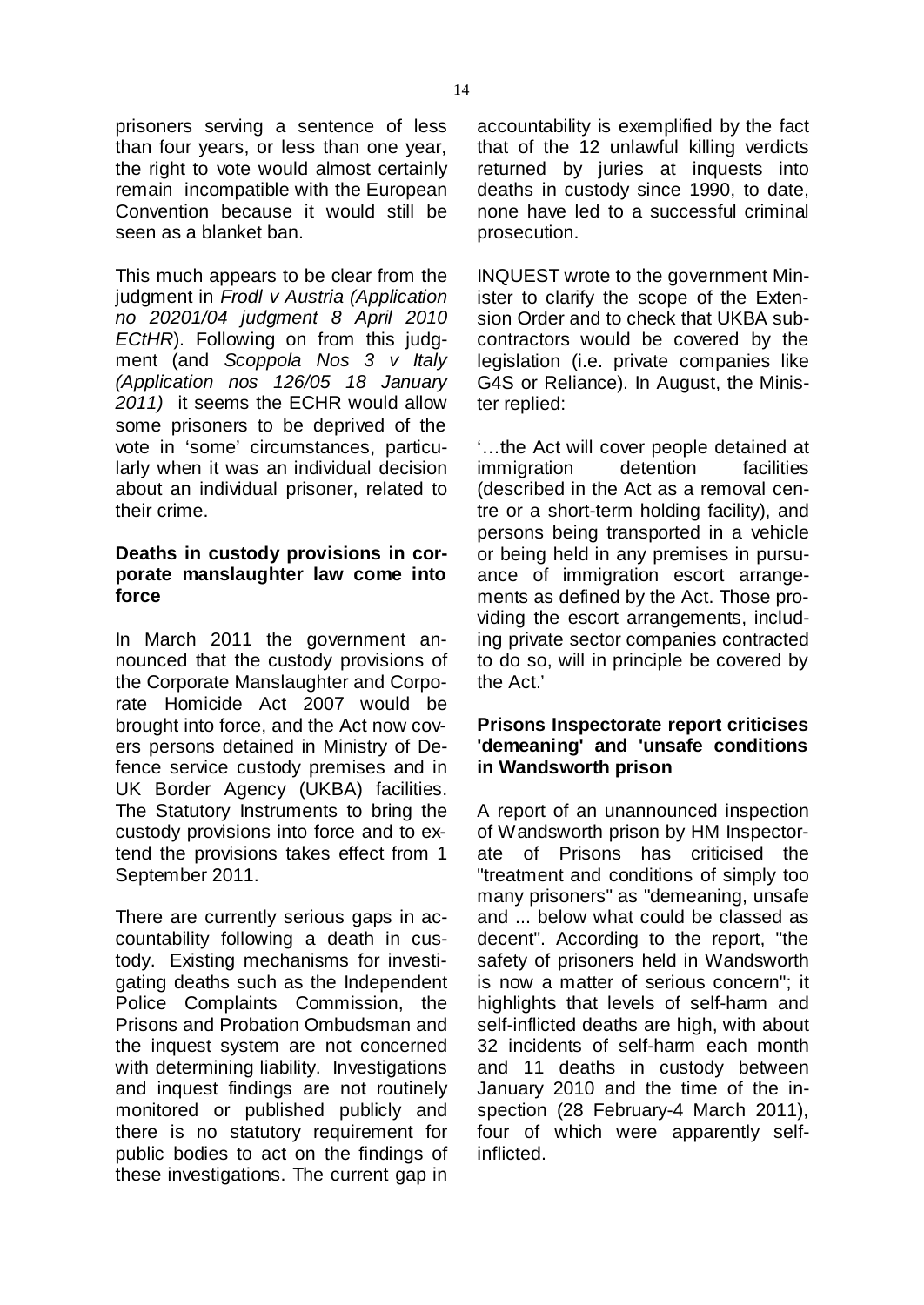prisoners serving a sentence of less than four years, or less than one year, the right to vote would almost certainly remain incompatible with the European Convention because it would still be seen as a blanket ban.

This much appears to be clear from the judgment in *Frodl v Austria (Application no 20201/04 judgment 8 April 2010 ECtHR*). Following on from this judgment (and *Scoppola Nos 3 v Italy (Application nos 126/05 18 January 2011)* it seems the ECHR would allow some prisoners to be deprived of the vote in 'some' circumstances, particularly when it was an individual decision about an individual prisoner, related to their crime.

**Deaths in custody provisions in corporate manslaughter law come into force**

In March 2011 the government announced that the custody provisions of the Corporate Manslaughter and Corporate Homicide Act 2007 would be brought into force, and the Act now covers persons detained in Ministry of Defence service custody premises and in UK Border Agency (UKBA) facilities. The Statutory Instruments to bring the custody provisions into force and to extend the provisions takes effect from 1 September 2011.

There are currently serious gaps in accountability following a death in custody. Existing mechanisms for investigating deaths such as the Independent Police Complaints Commission, the Prisons and Probation Ombudsman and the inquest system are not concerned with determining liability. Investigations and inquest findings are not routinely monitored or published publicly and there is no statutory requirement for public bodies to act on the findings of these investigations. The current gap in accountability is exemplified by the fact that of the 12 unlawful killing verdicts returned by juries at inquests into deaths in custody since 1990, to date, none have led to a successful criminal prosecution.

INQUEST wrote to the government Minister to clarify the scope of the Extension Order and to check that UKBA subcontractors would be covered by the legislation (i.e. private companies like G4S or Reliance). In August, the Minister replied:

'…the Act will cover people detained at immigration detention facilities (described in the Act as a removal centre or a short-term holding facility), and persons being transported in a vehicle or being held in any premises in pursuance of immigration escort arrangements as defined by the Act. Those providing the escort arrangements, including private sector companies contracted to do so, will in principle be covered by the Act.'

**Prisons Inspectorate report criticises 'demeaning' and 'unsafe conditions in Wandsworth prison**

A report of an unannounced inspection of Wandsworth prison by HM Inspectorate of Prisons has criticised the "treatment and conditions of simply too many prisoners" as "demeaning, unsafe and ... below what could be classed as decent". According to the report, "the safety of prisoners held in Wandsworth is now a matter of serious concern"; it highlights that levels of self-harm and self-inflicted deaths are high, with about 32 incidents of self-harm each month and 11 deaths in custody between January 2010 and the time of the inspection (28 February-4 March 2011), four of which were apparently self-inflicted.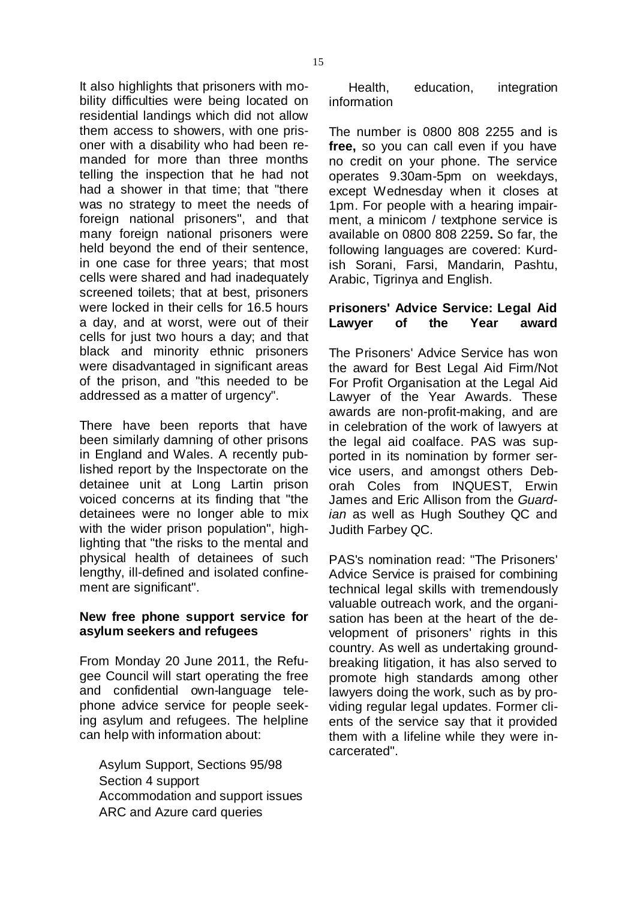It also highlights that prisoners with mobility difficulties were being located on residential landings which did not allow them access to showers, with one prisoner with a disability who had been remanded for more than three months telling the inspection that he had not had a shower in that time; that "there was no strategy to meet the needs of foreign national prisoners", and that many foreign national prisoners were held beyond the end of their sentence, in one case for three years; that most cells were shared and had inadequately screened toilets; that at best, prisoners were locked in their cells for 16.5 hours a day, and at worst, were out of their cells for just two hours a day; and that black and minority ethnic prisoners were disadvantaged in significant areas of the prison, and "this needed to be addressed as a matter of urgency".

There have been reports that have been similarly damning of other prisons in England and Wales. A recently published report by the Inspectorate on the detainee unit at Long Lartin prison voiced concerns at its finding that "the detainees were no longer able to mix with the wider prison population", highlighting that "the risks to the mental and physical health of detainees of such lengthy, ill-defined and isolated confinement are significant".

### New free phone support service for asylum seekers and refugees

From Monday 20 June 2011, the Refugee Council will start operating the free and confidential own-language telephone advice service for people seeking asylum and refugees. The helpline can help with information about:

- Asylum Support, Sections 95/98
- Section 4 support
- Accommodation and support issues
- ARC and Azure card queries
- Health, education, integration information

The number is 0800 808 2255 and is **free,** so you can call even if you have no credit on your phone. The service operates 9.30am-5pm on weekdays, except Wednesday when it closes at 1pm. For people with a hearing impairment, a minicom / textphone service is available on 0800 808 2259**.** So far, the following languages are covered: Kurdish Sorani, Farsi, Mandarin, Pashtu, Arabic, Tigrinya and English.

### Prisoners' Advice Service: Legal Aid Lawyer of the Year award

The Prisoners' Advice Service has won the award for Best Legal Aid Firm/Not For Profit Organisation at the Legal Aid Lawyer of the Year Awards. These awards are non-profit-making, and are in celebration of the work of lawyers at the legal aid coalface. PAS was supported in its nomination by former service users, and amongst others Deborah Coles from INQUEST, Erwin James and Eric Allison from the *Guardian* as well as Hugh Southey QC and Judith Farbey QC.

PAS's nomination read: "The Prisoners' Advice Service is praised for combining technical legal skills with tremendously valuable outreach work, and the organisation has been at the heart of the development of prisoners' rights in this country. As well as undertaking groundbreaking litigation, it has also served to promote high standards among other lawyers doing the work, such as by providing regular legal updates. Former clients of the service say that it provided them with a lifeline while they were incarcerated".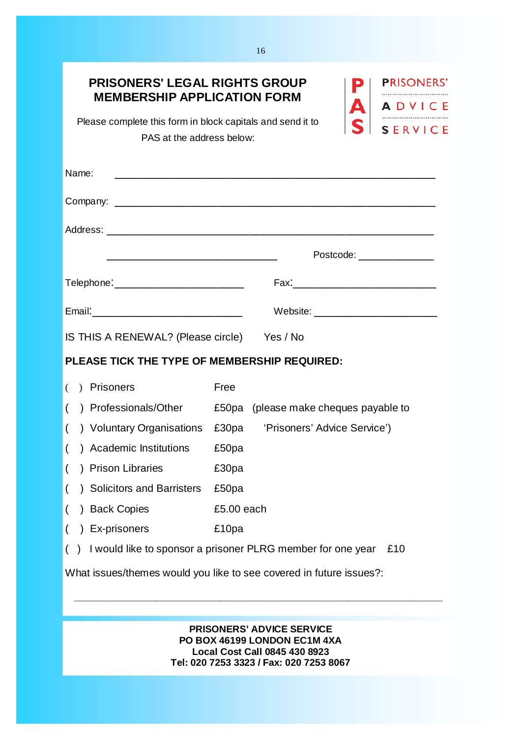# PRISONERS' LEGAL RIGHTS GROUP MEMBERSHIP APPLICATION FORM

PRISONERS' ADVICE SERVICE

Please complete this form in block capitals and send it to PAS at the address below:

Name: ___________________________________________________________

Company: ________________________________________________________

Address: _________________________________________________________

_______________________________ Postcode: _____________

Telephone: _______________________ Fax: _________________________

Email: ___________________________ Website: ______________________

IS THIS A RENEWAL? (Please circle) Yes / No

**PLEASE TICK THE TYPE OF MEMBERSHIP REQUIRED:**

| | | |
|---|---|---|
| ( ) Prisoners | Free | |
| ( ) Professionals/Other | £50pa | (please make cheques payable to |
| ( ) Voluntary Organisations | £30pa | 'Prisoners' Advice Service') |
| ( ) Academic Institutions | £50pa | |
| ( ) Prison Libraries | £30pa | |
| ( ) Solicitors and Barristers | £50pa | |
| ( ) Back Copies | £5.00 each | |
| ( ) Ex-prisoners | £10pa | |

( ) I would like to sponsor a prisoner PLRG member for one year £10

What issues/themes would you like to see covered in future issues?:

_______________________________________________________________

**PRISONERS' ADVICE SERVICE**
**PO BOX 46199 LONDON EC1M 4XA**
**Local Cost Call 0845 430 8923**
**Tel: 020 7253 3323 / Fax: 020 7253 8067**